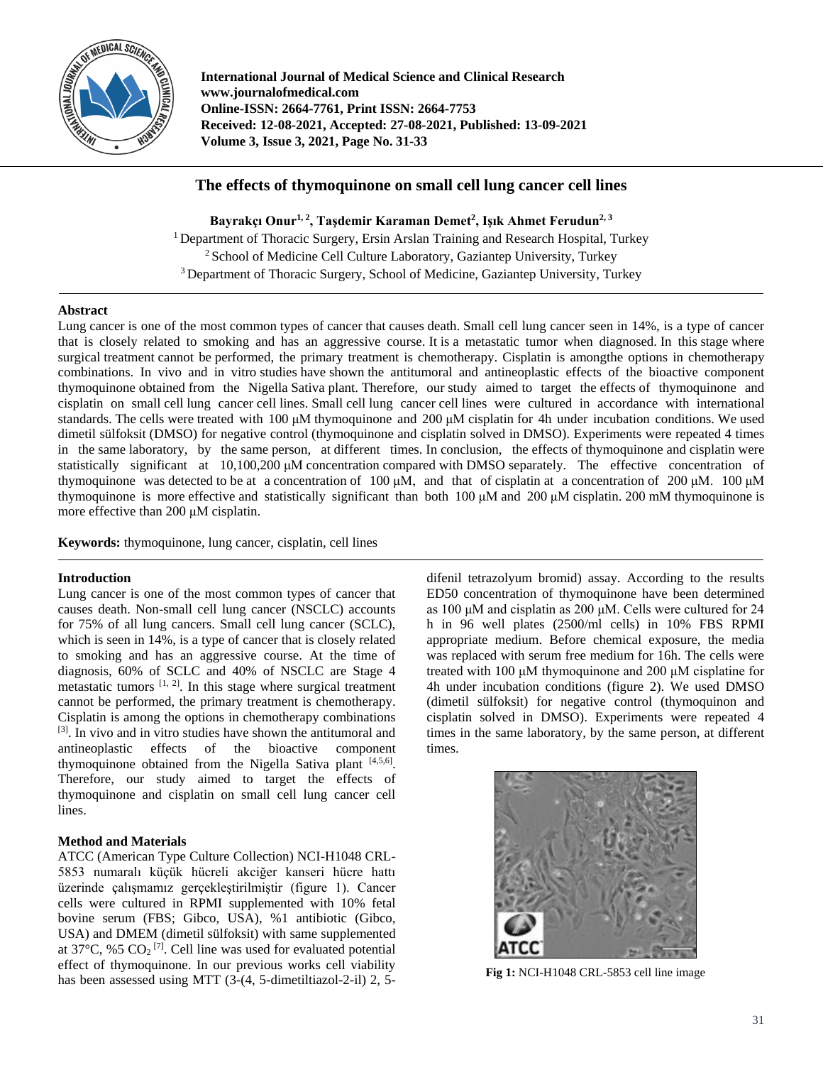# The effects of thymoquinone on small cell lung cancer cell lines

**Bayrakçı Onur[1, 2], Taşdemir Karaman Demet[2], Işık Ahmet Ferudun[2, 3]**

[1] Department of Thoracic Surgery, Ersin Arslan Training and Research Hospital, Turkey
[2] School of Medicine Cell Culture Laboratory, Gaziantep University, Turkey
[3] Department of Thoracic Surgery, School of Medicine, Gaziantep University, Turkey

## Abstract

Lung cancer is one of the most common types of cancer that causes death. Small cell lung cancer seen in 14%, is a type of cancer that is closely related to smoking and has an aggressive course. It is a metastatic tumor when diagnosed. In this stage where surgical treatment cannot be performed, the primary treatment is chemotherapy. Cisplatin is amongthe options in chemotherapy combinations. In vivo and in vitro studies have shown the antitumoral and antineoplastic effects of the bioactive component thymoquinone obtained from the Nigella Sativa plant. Therefore, our study aimed to target the effects of thymoquinone and cisplatin on small cell lung cancer cell lines. Small cell lung cancer cell lines were cultured in accordance with international standards. The cells were treated with 100 μM thymoquinone and 200 μM cisplatin for 4h under incubation conditions. We used dimetil sülfoksit (DMSO) for negative control (thymoquinone and cisplatin solved in DMSO). Experiments were repeated 4 times in the same laboratory, by the same person, at different times. In conclusion, the effects of thymoquinone and cisplatin were statistically significant at 10,100,200 μM concentration compared with DMSO separately. The effective concentration of thymoquinone was detected to be at a concentration of 100 μM, and that of cisplatin at a concentration of 200 μM. 100 μM thymoquinone is more effective and statistically significant than both 100 μM and 200 μM cisplatin. 200 mM thymoquinone is more effective than 200 μM cisplatin.

**Keywords:** thymoquinone, lung cancer, cisplatin, cell lines

## Introduction

Lung cancer is one of the most common types of cancer that causes death. Non-small cell lung cancer (NSCLC) accounts for 75% of all lung cancers. Small cell lung cancer (SCLC), which is seen in 14%, is a type of cancer that is closely related to smoking and has an aggressive course. At the time of diagnosis, 60% of SCLC and 40% of NSCLC are Stage 4 metastatic tumors [1, 2]. In this stage where surgical treatment cannot be performed, the primary treatment is chemotherapy. Cisplatin is among the options in chemotherapy combinations [3]. In vivo and in vitro studies have shown the antitumoral and antineoplastic effects of the bioactive component thymoquinone obtained from the Nigella Sativa plant [4,5,6]. Therefore, our study aimed to target the effects of thymoquinone and cisplatin on small cell lung cancer cell lines.

## Method and Materials

ATCC (American Type Culture Collection) NCI-H1048 CRL-5853 numaralı küçük hücreli akciğer kanseri hücre hattı üzerinde çalışmamız gerçekleştirilmiştir (figure 1). Cancer cells were cultured in RPMI supplemented with 10% fetal bovine serum (FBS; Gibco, USA), %1 antibiotic (Gibco, USA) and DMEM (dimetil sülfoksit) with same supplemented at 37°C, %5 $CO_2$ [7]. Cell line was used for evaluated potential effect of thymoquinone. In our previous works cell viability has been assessed using MTT (3-(4, 5-dimetiltiazol-2-il) 2, 5-difenil tetrazolyum bromid) assay. According to the results ED50 concentration of thymoquinone have been determined as 100 μM and cisplatin as 200 μM. Cells were cultured for 24 h in 96 well plates (2500/ml cells) in 10% FBS RPMI appropriate medium. Before chemical exposure, the media was replaced with serum free medium for 16h. The cells were treated with 100 μM thymoquinone and 200 μM cisplatine for 4h under incubation conditions (figure 2). We used DMSO (dimetil sülfoksit) for negative control (thymoquinon and cisplatin solved in DMSO). Experiments were repeated 4 times in the same laboratory, by the same person, at different times.

**Fig 1:** NCI-H1048 CRL-5853 cell line image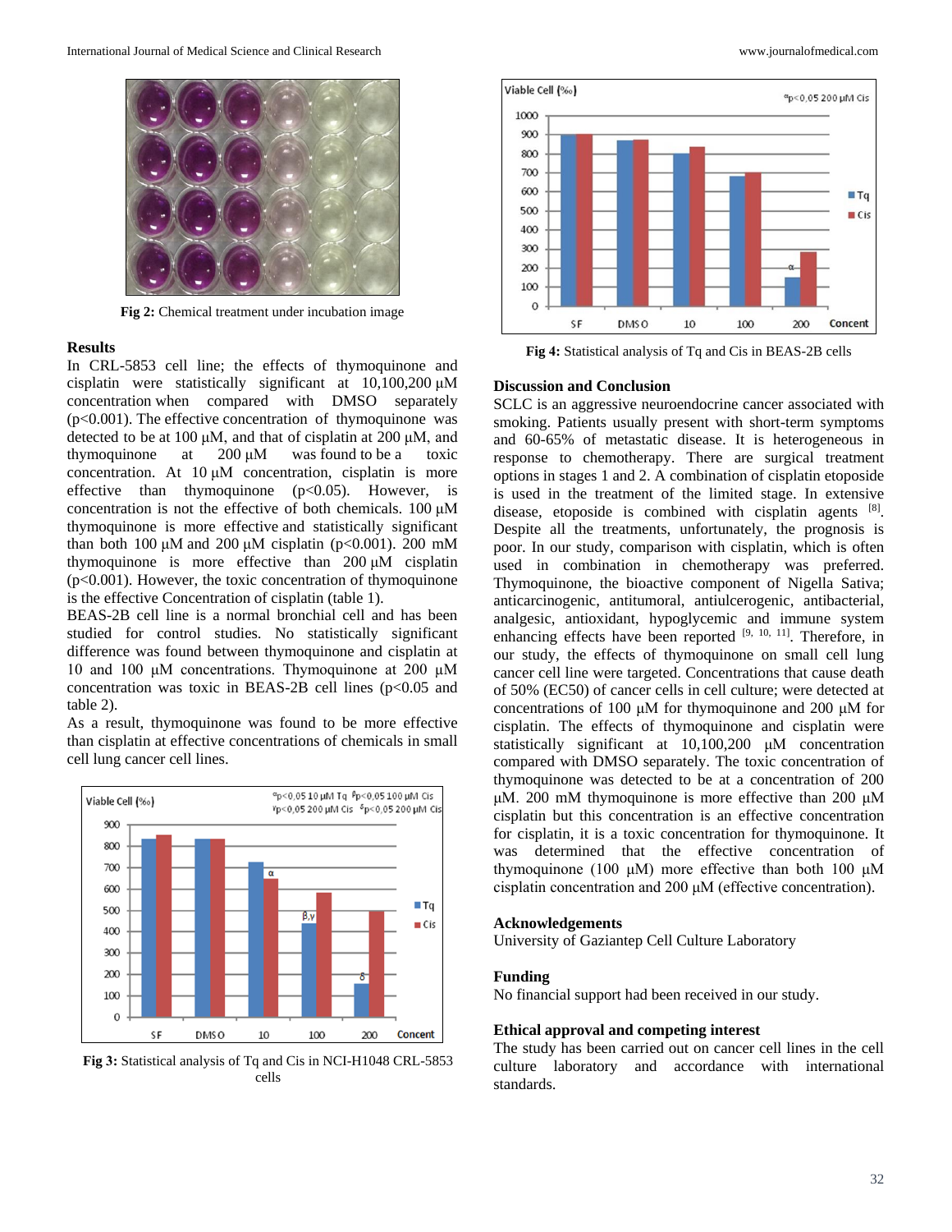Fig 2: Chemical treatment under incubation image

## Results

In CRL-5853 cell line; the effects of thymoquinone and cisplatin were statistically significant at 10,100,200 µM concentration when compared with DMSO separately ($p<0.001$). The effective concentration of thymoquinone was detected to be at 100 µM, and that of cisplatin at 200 µM, and thymoquinone at 200 µM was found to be a toxic concentration. At 10 µM concentration, cisplatin is more effective than thymoquinone ($p<0.05$). However, at 100 µM concentration is not the effective of both chemicals. 100 µM thymoquinone is more effective and statistically significant than both 100 µM and 200 µM cisplatin ($p<0.001$). 200 mM thymoquinone is more effective than 200 µM cisplatin ($p<0.001$). However, the toxic concentration of thymoquinone is the effective Concentration of cisplatin (table 1).

BEAS-2B cell line is a normal bronchial cell and has been studied for control studies. No statistically significant difference was found between thymoquinone and cisplatin at 10 and 100 µM concentrations. Thymoquinone at 200 µM concentration was toxic in BEAS-2B cell lines ($p<0.05$ and table 2).

As a result, thymoquinone was found to be more effective than cisplatin at effective concentrations of chemicals in small cell lung cancer cell lines.

Fig 3: Statistical analysis of Tq and Cis in NCI-H1048 CRL-5853 cells

Fig 4: Statistical analysis of Tq and Cis in BEAS-2B cells

## Discussion and Conclusion

SCLC is an aggressive neuroendocrine cancer associated with smoking. Patients usually present with short-term symptoms and 60-65% of metastatic disease. It is heterogeneous in response to chemotherapy. There are surgical treatment options in stages 1 and 2. A combination of cisplatin etoposide is used in the treatment of the limited stage. In extensive disease, etoposide is combined with cisplatin agents [8]. Despite all the treatments, unfortunately, the prognosis is poor. In our study, comparison with cisplatin, which is often used in combination in chemotherapy was preferred. Thymoquinone, the bioactive component of Nigella Sativa; anticarcinogenic, antitumoral, antiulcerogenic, antibacterial, analgesic, antioxidant, hypoglycemic and immune system enhancing effects have been reported [9, 10, 11]. Therefore, in our study, the effects of thymoquinone on small cell lung cancer cell line were targeted. Concentrations that cause death of 50% (EC50) of cancer cells in cell culture; were detected at concentrations of 100 µM for thymoquinone and 200 µM for cisplatin. The effects of thymoquinone and cisplatin were statistically significant at 10,100,200 µM concentration compared with DMSO separately. The toxic concentration of thymoquinone was detected to be at a concentration of 200 µM. 200 mM thymoquinone is more effective than 200 µM cisplatin but this concentration is an effective concentration for cisplatin, it is a toxic concentration for thymoquinone. It was determined that the effective concentration of thymoquinone (100 µM) more effective than both 100 µM cisplatin concentration and 200 µM (effective concentration).

## Acknowledgements

University of Gaziantep Cell Culture Laboratory

## Funding

No financial support had been received in our study.

## Ethical approval and competing interest

The study has been carried out on cancer cell lines in the cell culture laboratory and accordance with international standards.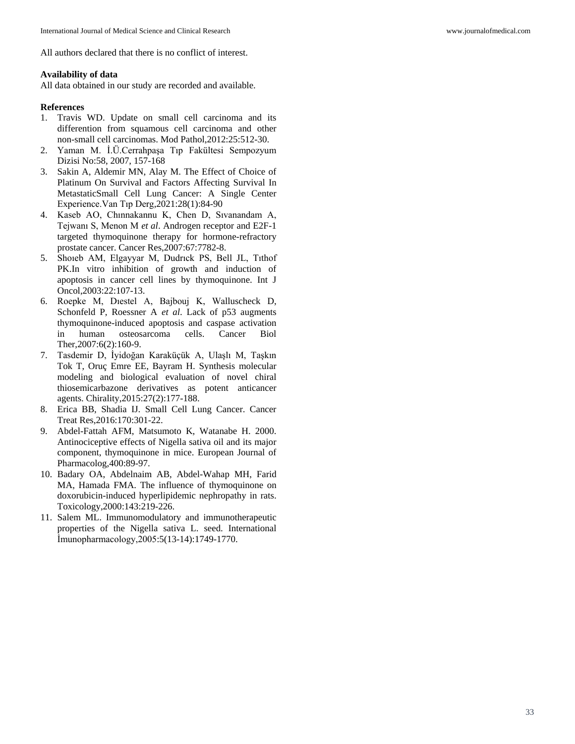All authors declared that there is no conflict of interest.

**Availability of data**

All data obtained in our study are recorded and available.

**References**

1. Travis WD. Update on small cell carcinoma and its differention from squamous cell carcinoma and other non-small cell carcinomas. Mod Pathol,2012:25:512-30.
2. Yaman M. İ.Ü.Cerrahpaşa Tıp Fakültesi Sempozyum Dizisi No:58, 2007, 157-168
3. Sakin A, Aldemir MN, Alay M. The Effect of Choice of Platinum On Survival and Factors Affecting Survival In MetastaticSmall Cell Lung Cancer: A Single Center Experience.Van Tıp Derg,2021:28(1):84-90
4. Kaseb AO, Chınnakannu K, Chen D, Sıvanandam A, Tejwanı S, Menon M *et al*. Androgen receptor and E2F-1 targeted thymoquinone therapy for hormone-refractory prostate cancer. Cancer Res,2007:67:7782-8.
5. Shoıeb AM, Elgayyar M, Dudrıck PS, Bell JL, Tıthof PK.In vitro inhibition of growth and induction of apoptosis in cancer cell lines by thymoquinone. Int J Oncol,2003:22:107-13.
6. Roepke M, Dıestel A, Bajbouj K, Walluscheck D, Schonfeld P, Roessner A *et al*. Lack of p53 augments thymoquinone-induced apoptosis and caspase activation in human osteosarcoma cells. Cancer Biol Ther,2007:6(2):160-9.
7. Tasdemir D, İyidoğan Karaküçük A, Ulaşlı M, Taşkın Tok T, Oruç Emre EE, Bayram H. Synthesis molecular modeling and biological evaluation of novel chiral thiosemicarbazone derivatives as potent anticancer agents. Chirality,2015:27(2):177-188.
8. Erica BB, Shadia IJ. Small Cell Lung Cancer. Cancer Treat Res,2016:170:301-22.
9. Abdel-Fattah AFM, Matsumoto K, Watanabe H. 2000. Antinociceptive effects of Nigella sativa oil and its major component, thymoquinone in mice. European Journal of Pharmacolog,400:89-97.
10. Badary OA, Abdelnaim AB, Abdel-Wahap MH, Farid MA, Hamada FMA. The influence of thymoquinone on doxorubicin-induced hyperlipidemic nephropathy in rats. Toxicology,2000:143:219-226.
11. Salem ML. Immunomodulatory and immunotherapeutic properties of the Nigella sativa L. seed. International İmunopharmacology,2005:5(13-14):1749-1770.